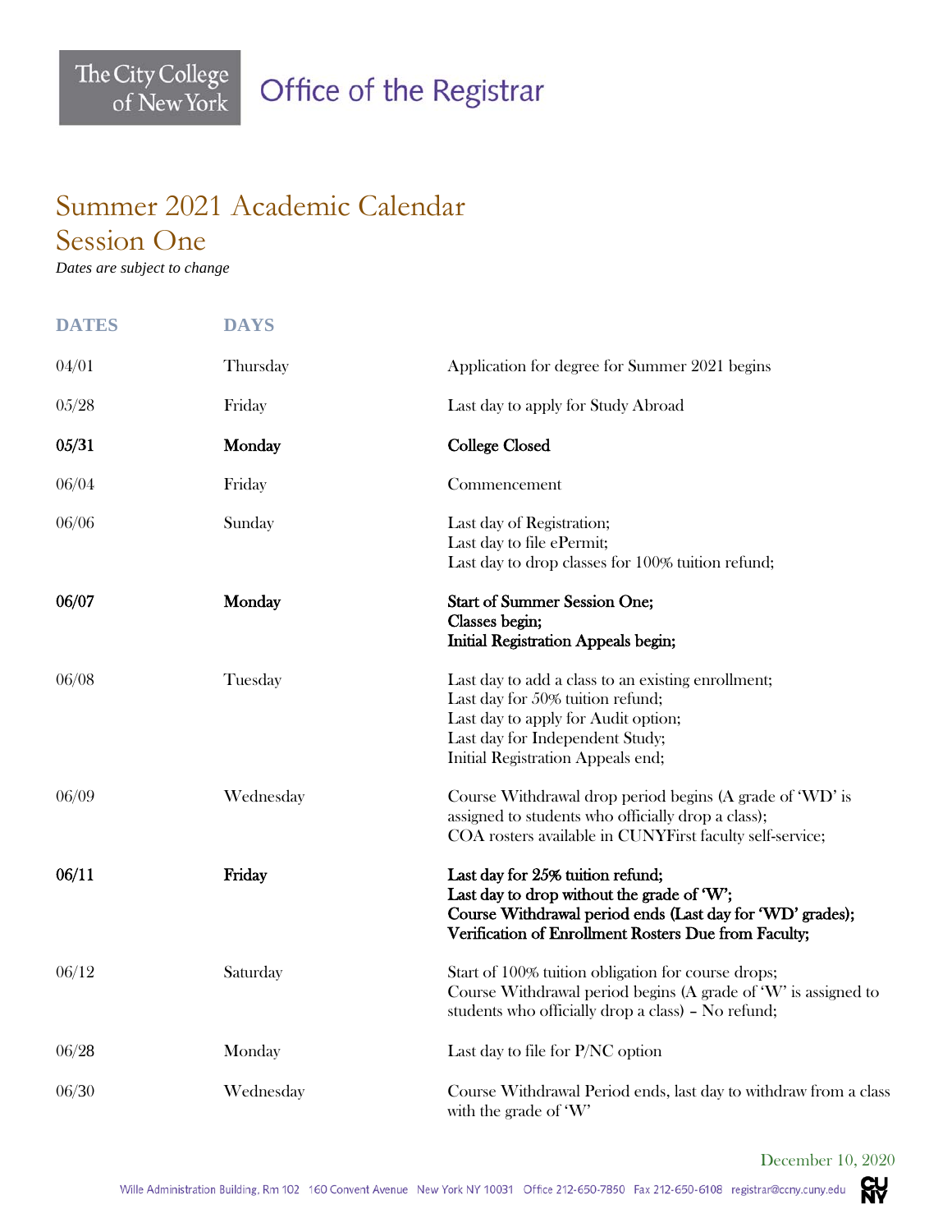The City College of New York

Office of the Registrar

# Summer 2021 Academic Calendar
## Session One

*Dates are subject to change*

| DATES | DAYS | |
|---|---|---|
| 04/01 | Thursday | Application for degree for Summer 2021 begins |
| 05/28 | Friday | Last day to apply for Study Abroad |
| **05/31** | **Monday** | **College Closed** |
| 06/04 | Friday | Commencement |
| 06/06 | Sunday | Last day of Registration;<br>Last day to file ePermit;<br>Last day to drop classes for 100% tuition refund; |
| **06/07** | **Monday** | **Start of Summer Session One;<br>Classes begin;<br>Initial Registration Appeals begin;** |
| 06/08 | Tuesday | Last day to add a class to an existing enrollment;<br>Last day for 50% tuition refund;<br>Last day to apply for Audit option;<br>Last day for Independent Study;<br>Initial Registration Appeals end; |
| 06/09 | Wednesday | Course Withdrawal drop period begins (A grade of 'WD' is assigned to students who officially drop a class);<br>COA rosters available in CUNYFirst faculty self-service; |
| **06/11** | **Friday** | **Last day for 25% tuition refund;<br>Last day to drop without the grade of 'W';<br>Course Withdrawal period ends (Last day for 'WD' grades);<br>Verification of Enrollment Rosters Due from Faculty;** |
| 06/12 | Saturday | Start of 100% tuition obligation for course drops;<br>Course Withdrawal period begins (A grade of 'W' is assigned to students who officially drop a class) – No refund; |
| 06/28 | Monday | Last day to file for P/NC option |
| 06/30 | Wednesday | Course Withdrawal Period ends, last day to withdraw from a class with the grade of 'W' |

December 10, 2020

Wille Administration Building, Rm 102 160 Convent Avenue New York NY 10031 Office 212-650-7850 Fax 212-650-6108 registrar@ccny.cuny.edu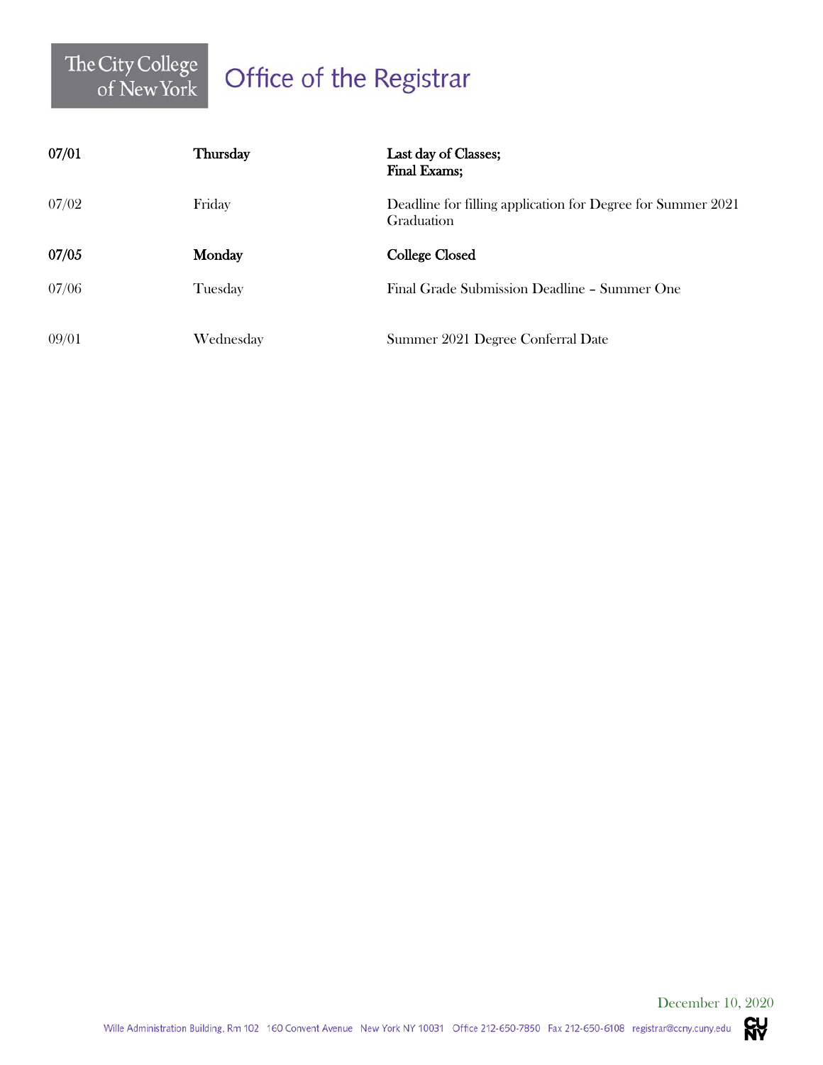# Office of the Registrar

| | | |
|---|---|---|
| **07/01** | **Thursday** | **Last day of Classes;**<br>**Final Exams;** |
| 07/02 | Friday | Deadline for filling application for Degree for Summer 2021 Graduation |
| **07/05** | **Monday** | **College Closed** |
| 07/06 | Tuesday | Final Grade Submission Deadline – Summer One |
| 09/01 | Wednesday | Summer 2021 Degree Conferral Date |

December 10, 2020

Wille Administration Building, Rm 102 160 Convent Avenue New York NY 10031 Office 212-650-7850 Fax 212-650-6108 registrar@ccny.cuny.edu